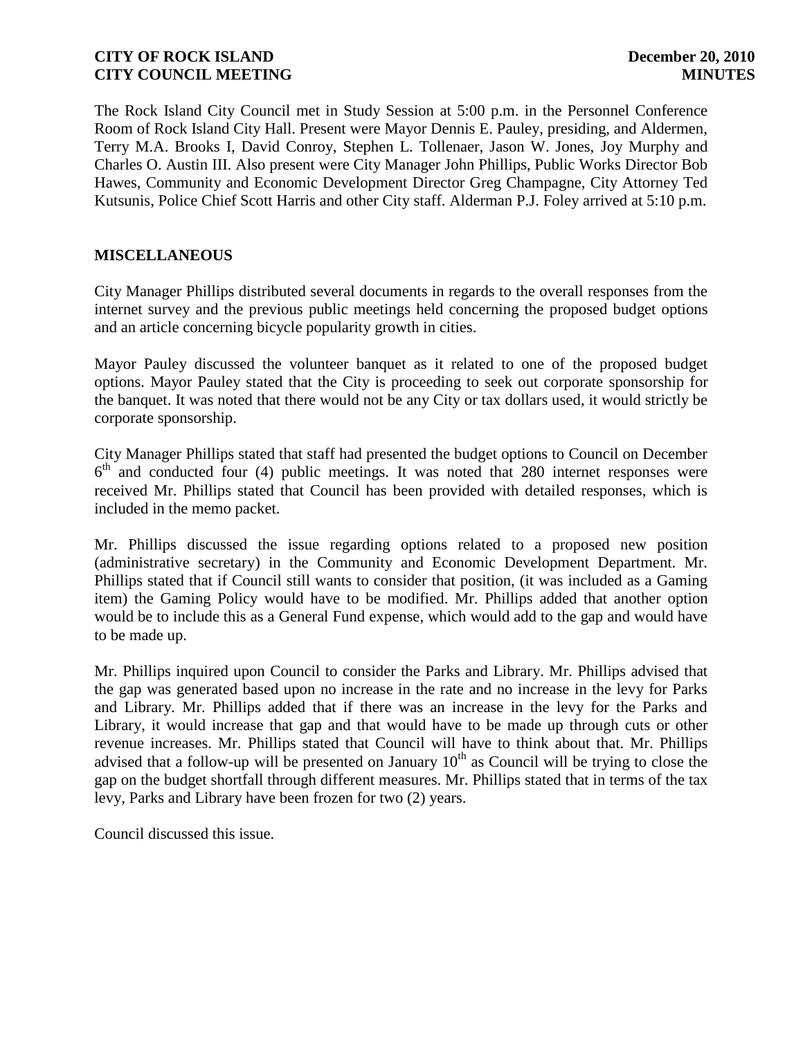The Rock Island City Council met in Study Session at 5:00 p.m. in the Personnel Conference Room of Rock Island City Hall. Present were Mayor Dennis E. Pauley, presiding, and Aldermen, Terry M.A. Brooks I, David Conroy, Stephen L. Tollenaer, Jason W. Jones, Joy Murphy and Charles O. Austin III. Also present were City Manager John Phillips, Public Works Director Bob Hawes, Community and Economic Development Director Greg Champagne, City Attorney Ted Kutsunis, Police Chief Scott Harris and other City staff. Alderman P.J. Foley arrived at 5:10 p.m.

## MISCELLANEOUS

City Manager Phillips distributed several documents in regards to the overall responses from the internet survey and the previous public meetings held concerning the proposed budget options and an article concerning bicycle popularity growth in cities.

Mayor Pauley discussed the volunteer banquet as it related to one of the proposed budget options. Mayor Pauley stated that the City is proceeding to seek out corporate sponsorship for the banquet. It was noted that there would not be any City or tax dollars used, it would strictly be corporate sponsorship.

City Manager Phillips stated that staff had presented the budget options to Council on December 6th and conducted four (4) public meetings. It was noted that 280 internet responses were received Mr. Phillips stated that Council has been provided with detailed responses, which is included in the memo packet.

Mr. Phillips discussed the issue regarding options related to a proposed new position (administrative secretary) in the Community and Economic Development Department. Mr. Phillips stated that if Council still wants to consider that position, (it was included as a Gaming item) the Gaming Policy would have to be modified. Mr. Phillips added that another option would be to include this as a General Fund expense, which would add to the gap and would have to be made up.

Mr. Phillips inquired upon Council to consider the Parks and Library. Mr. Phillips advised that the gap was generated based upon no increase in the rate and no increase in the levy for Parks and Library. Mr. Phillips added that if there was an increase in the levy for the Parks and Library, it would increase that gap and that would have to be made up through cuts or other revenue increases. Mr. Phillips stated that Council will have to think about that. Mr. Phillips advised that a follow-up will be presented on January 10th as Council will be trying to close the gap on the budget shortfall through different measures. Mr. Phillips stated that in terms of the tax levy, Parks and Library have been frozen for two (2) years.

Council discussed this issue.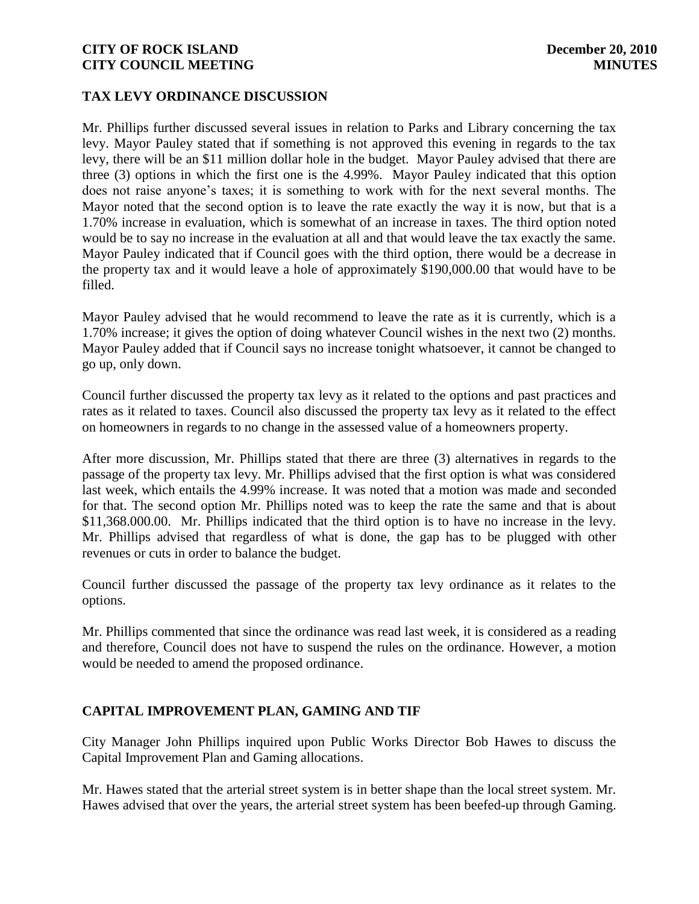## TAX LEVY ORDINANCE DISCUSSION

Mr. Phillips further discussed several issues in relation to Parks and Library concerning the tax levy. Mayor Pauley stated that if something is not approved this evening in regards to the tax levy, there will be an $11 million dollar hole in the budget. Mayor Pauley advised that there are three (3) options in which the first one is the 4.99%. Mayor Pauley indicated that this option does not raise anyone's taxes; it is something to work with for the next several months. The Mayor noted that the second option is to leave the rate exactly the way it is now, but that is a 1.70% increase in evaluation, which is somewhat of an increase in taxes. The third option noted would be to say no increase in the evaluation at all and that would leave the tax exactly the same. Mayor Pauley indicated that if Council goes with the third option, there would be a decrease in the property tax and it would leave a hole of approximately $190,000.00 that would have to be filled.

Mayor Pauley advised that he would recommend to leave the rate as it is currently, which is a 1.70% increase; it gives the option of doing whatever Council wishes in the next two (2) months. Mayor Pauley added that if Council says no increase tonight whatsoever, it cannot be changed to go up, only down.

Council further discussed the property tax levy as it related to the options and past practices and rates as it related to taxes. Council also discussed the property tax levy as it related to the effect on homeowners in regards to no change in the assessed value of a homeowners property.

After more discussion, Mr. Phillips stated that there are three (3) alternatives in regards to the passage of the property tax levy. Mr. Phillips advised that the first option is what was considered last week, which entails the 4.99% increase. It was noted that a motion was made and seconded for that. The second option Mr. Phillips noted was to keep the rate the same and that is about $11,368.000.00. Mr. Phillips indicated that the third option is to have no increase in the levy. Mr. Phillips advised that regardless of what is done, the gap has to be plugged with other revenues or cuts in order to balance the budget.

Council further discussed the passage of the property tax levy ordinance as it relates to the options.

Mr. Phillips commented that since the ordinance was read last week, it is considered as a reading and therefore, Council does not have to suspend the rules on the ordinance. However, a motion would be needed to amend the proposed ordinance.

## CAPITAL IMPROVEMENT PLAN, GAMING AND TIF

City Manager John Phillips inquired upon Public Works Director Bob Hawes to discuss the Capital Improvement Plan and Gaming allocations.

Mr. Hawes stated that the arterial street system is in better shape than the local street system. Mr. Hawes advised that over the years, the arterial street system has been beefed-up through Gaming.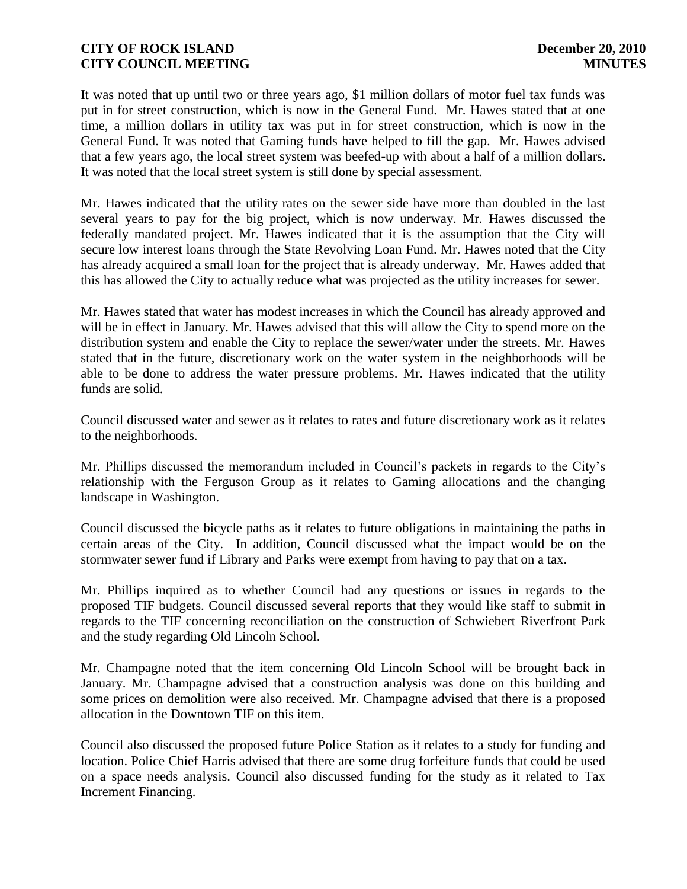It was noted that up until two or three years ago, $1 million dollars of motor fuel tax funds was put in for street construction, which is now in the General Fund. Mr. Hawes stated that at one time, a million dollars in utility tax was put in for street construction, which is now in the General Fund. It was noted that Gaming funds have helped to fill the gap. Mr. Hawes advised that a few years ago, the local street system was beefed-up with about a half of a million dollars. It was noted that the local street system is still done by special assessment.

Mr. Hawes indicated that the utility rates on the sewer side have more than doubled in the last several years to pay for the big project, which is now underway. Mr. Hawes discussed the federally mandated project. Mr. Hawes indicated that it is the assumption that the City will secure low interest loans through the State Revolving Loan Fund. Mr. Hawes noted that the City has already acquired a small loan for the project that is already underway. Mr. Hawes added that this has allowed the City to actually reduce what was projected as the utility increases for sewer.

Mr. Hawes stated that water has modest increases in which the Council has already approved and will be in effect in January. Mr. Hawes advised that this will allow the City to spend more on the distribution system and enable the City to replace the sewer/water under the streets. Mr. Hawes stated that in the future, discretionary work on the water system in the neighborhoods will be able to be done to address the water pressure problems. Mr. Hawes indicated that the utility funds are solid.

Council discussed water and sewer as it relates to rates and future discretionary work as it relates to the neighborhoods.

Mr. Phillips discussed the memorandum included in Council's packets in regards to the City's relationship with the Ferguson Group as it relates to Gaming allocations and the changing landscape in Washington.

Council discussed the bicycle paths as it relates to future obligations in maintaining the paths in certain areas of the City. In addition, Council discussed what the impact would be on the stormwater sewer fund if Library and Parks were exempt from having to pay that on a tax.

Mr. Phillips inquired as to whether Council had any questions or issues in regards to the proposed TIF budgets. Council discussed several reports that they would like staff to submit in regards to the TIF concerning reconciliation on the construction of Schwiebert Riverfront Park and the study regarding Old Lincoln School.

Mr. Champagne noted that the item concerning Old Lincoln School will be brought back in January. Mr. Champagne advised that a construction analysis was done on this building and some prices on demolition were also received. Mr. Champagne advised that there is a proposed allocation in the Downtown TIF on this item.

Council also discussed the proposed future Police Station as it relates to a study for funding and location. Police Chief Harris advised that there are some drug forfeiture funds that could be used on a space needs analysis. Council also discussed funding for the study as it related to Tax Increment Financing.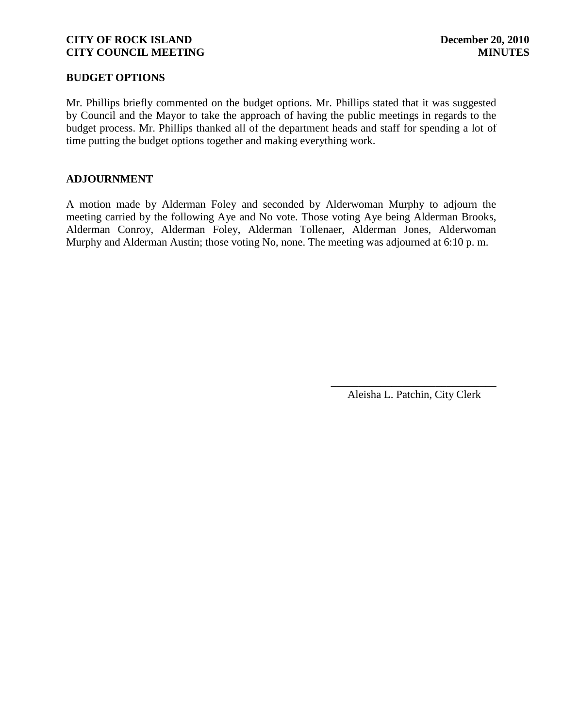## BUDGET OPTIONS

Mr. Phillips briefly commented on the budget options. Mr. Phillips stated that it was suggested by Council and the Mayor to take the approach of having the public meetings in regards to the budget process. Mr. Phillips thanked all of the department heads and staff for spending a lot of time putting the budget options together and making everything work.

## ADJOURNMENT

A motion made by Alderman Foley and seconded by Alderwoman Murphy to adjourn the meeting carried by the following Aye and No vote. Those voting Aye being Alderman Brooks, Alderman Conroy, Alderman Foley, Alderman Tollenaer, Alderman Jones, Alderwoman Murphy and Alderman Austin; those voting No, none. The meeting was adjourned at 6:10 p. m.

______________________________
Aleisha L. Patchin, City Clerk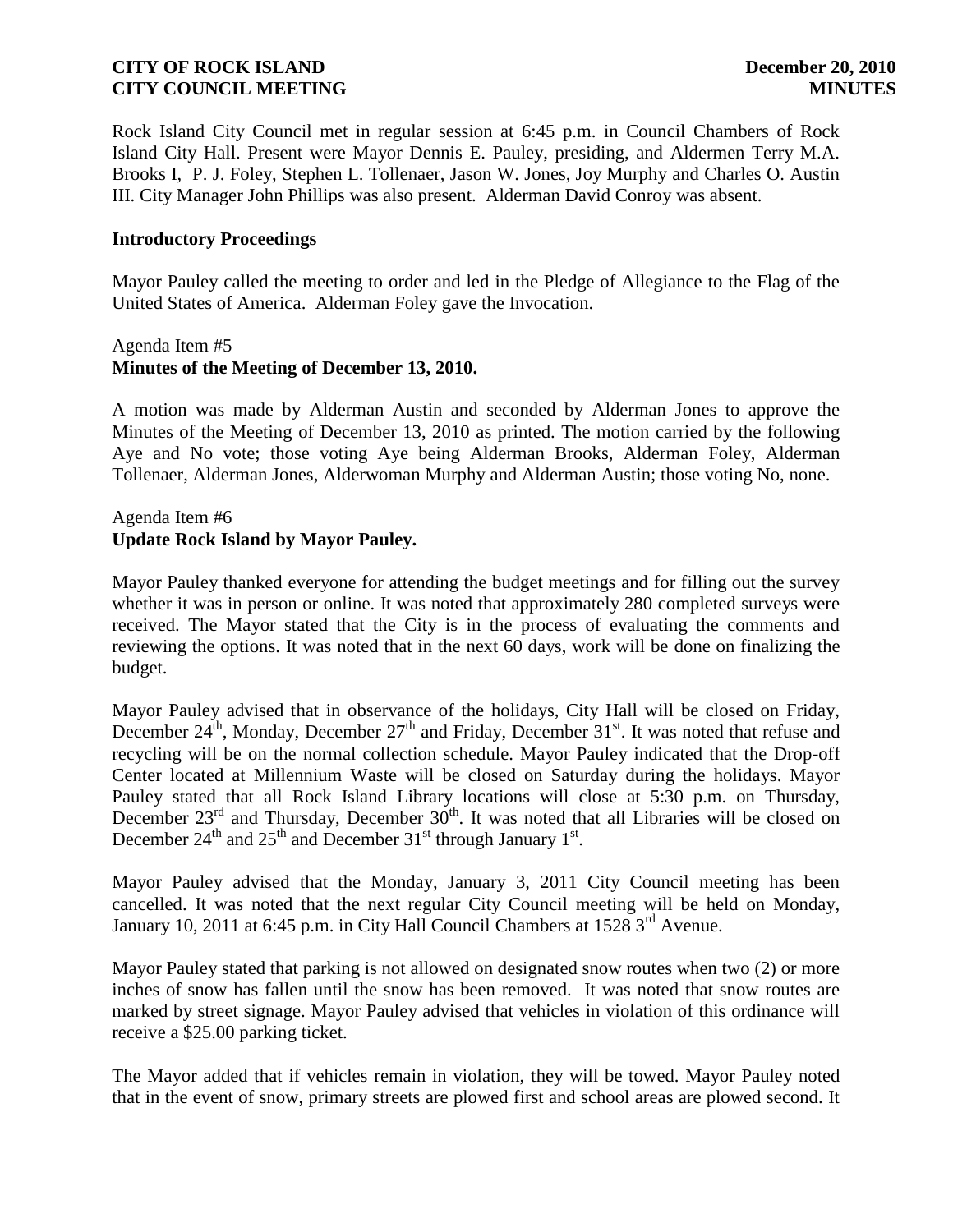Rock Island City Council met in regular session at 6:45 p.m. in Council Chambers of Rock Island City Hall. Present were Mayor Dennis E. Pauley, presiding, and Aldermen Terry M.A. Brooks I, P. J. Foley, Stephen L. Tollenaer, Jason W. Jones, Joy Murphy and Charles O. Austin III. City Manager John Phillips was also present. Alderman David Conroy was absent.

**Introductory Proceedings**

Mayor Pauley called the meeting to order and led in the Pledge of Allegiance to the Flag of the United States of America. Alderman Foley gave the Invocation.

Agenda Item #5
**Minutes of the Meeting of December 13, 2010.**

A motion was made by Alderman Austin and seconded by Alderman Jones to approve the Minutes of the Meeting of December 13, 2010 as printed. The motion carried by the following Aye and No vote; those voting Aye being Alderman Brooks, Alderman Foley, Alderman Tollenaer, Alderman Jones, Alderwoman Murphy and Alderman Austin; those voting No, none.

Agenda Item #6
**Update Rock Island by Mayor Pauley.**

Mayor Pauley thanked everyone for attending the budget meetings and for filling out the survey whether it was in person or online. It was noted that approximately 280 completed surveys were received. The Mayor stated that the City is in the process of evaluating the comments and reviewing the options. It was noted that in the next 60 days, work will be done on finalizing the budget.

Mayor Pauley advised that in observance of the holidays, City Hall will be closed on Friday, December 24th, Monday, December 27th and Friday, December 31st. It was noted that refuse and recycling will be on the normal collection schedule. Mayor Pauley indicated that the Drop-off Center located at Millennium Waste will be closed on Saturday during the holidays. Mayor Pauley stated that all Rock Island Library locations will close at 5:30 p.m. on Thursday, December 23rd and Thursday, December 30th. It was noted that all Libraries will be closed on December 24th and 25th and December 31st through January 1st.

Mayor Pauley advised that the Monday, January 3, 2011 City Council meeting has been cancelled. It was noted that the next regular City Council meeting will be held on Monday, January 10, 2011 at 6:45 p.m. in City Hall Council Chambers at 1528 3rd Avenue.

Mayor Pauley stated that parking is not allowed on designated snow routes when two (2) or more inches of snow has fallen until the snow has been removed. It was noted that snow routes are marked by street signage. Mayor Pauley advised that vehicles in violation of this ordinance will receive a $25.00 parking ticket.

The Mayor added that if vehicles remain in violation, they will be towed. Mayor Pauley noted that in the event of snow, primary streets are plowed first and school areas are plowed second. It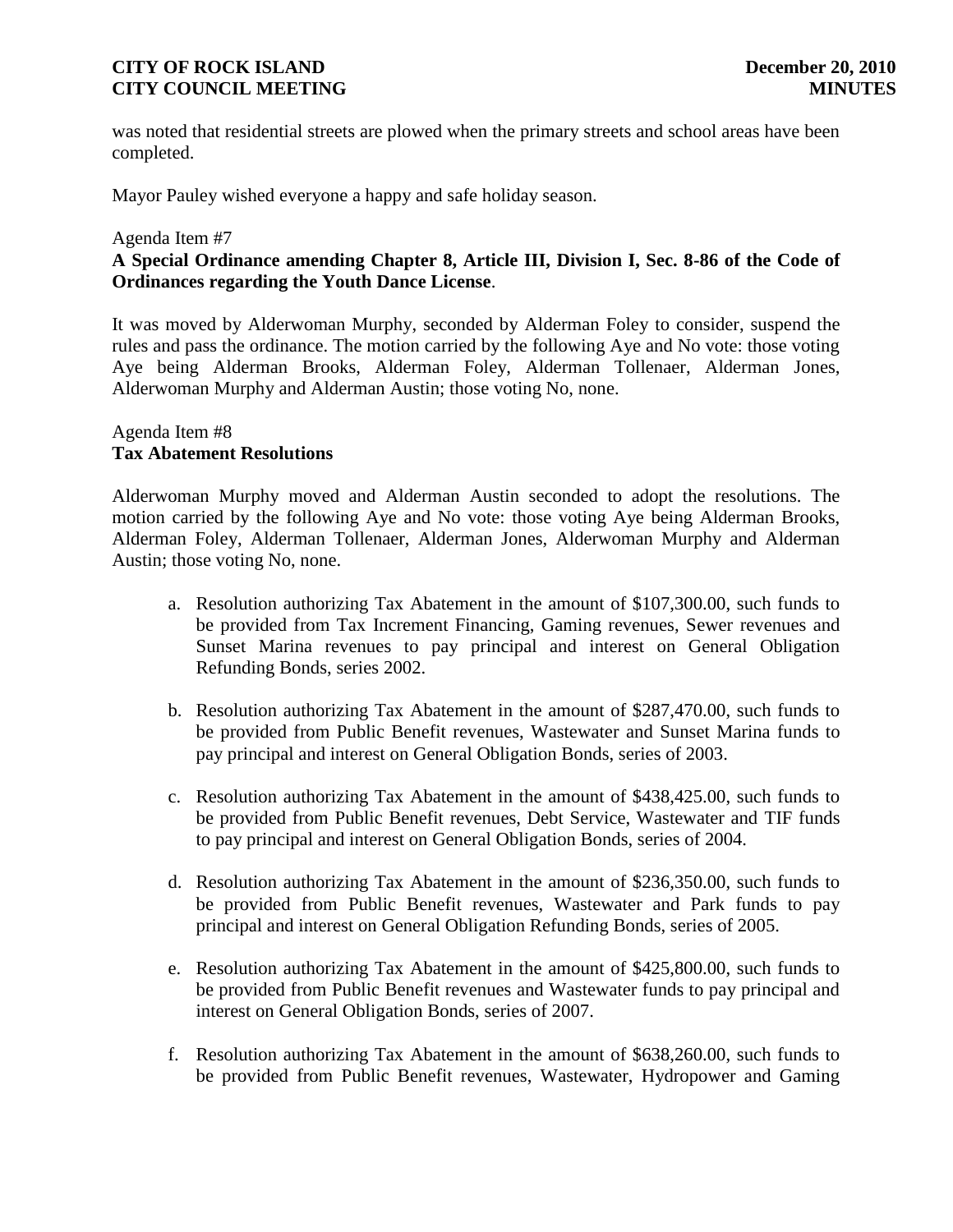was noted that residential streets are plowed when the primary streets and school areas have been completed.

Mayor Pauley wished everyone a happy and safe holiday season.

Agenda Item #7

**A Special Ordinance amending Chapter 8, Article III, Division I, Sec. 8-86 of the Code of Ordinances regarding the Youth Dance License**.

It was moved by Alderwoman Murphy, seconded by Alderman Foley to consider, suspend the rules and pass the ordinance. The motion carried by the following Aye and No vote: those voting Aye being Alderman Brooks, Alderman Foley, Alderman Tollenaer, Alderman Jones, Alderwoman Murphy and Alderman Austin; those voting No, none.

Agenda Item #8

**Tax Abatement Resolutions**

Alderwoman Murphy moved and Alderman Austin seconded to adopt the resolutions. The motion carried by the following Aye and No vote: those voting Aye being Alderman Brooks, Alderman Foley, Alderman Tollenaer, Alderman Jones, Alderwoman Murphy and Alderman Austin; those voting No, none.

a. Resolution authorizing Tax Abatement in the amount of $107,300.00, such funds to be provided from Tax Increment Financing, Gaming revenues, Sewer revenues and Sunset Marina revenues to pay principal and interest on General Obligation Refunding Bonds, series 2002.

b. Resolution authorizing Tax Abatement in the amount of $287,470.00, such funds to be provided from Public Benefit revenues, Wastewater and Sunset Marina funds to pay principal and interest on General Obligation Bonds, series of 2003.

c. Resolution authorizing Tax Abatement in the amount of $438,425.00, such funds to be provided from Public Benefit revenues, Debt Service, Wastewater and TIF funds to pay principal and interest on General Obligation Bonds, series of 2004.

d. Resolution authorizing Tax Abatement in the amount of $236,350.00, such funds to be provided from Public Benefit revenues, Wastewater and Park funds to pay principal and interest on General Obligation Refunding Bonds, series of 2005.

e. Resolution authorizing Tax Abatement in the amount of $425,800.00, such funds to be provided from Public Benefit revenues and Wastewater funds to pay principal and interest on General Obligation Bonds, series of 2007.

f. Resolution authorizing Tax Abatement in the amount of $638,260.00, such funds to be provided from Public Benefit revenues, Wastewater, Hydropower and Gaming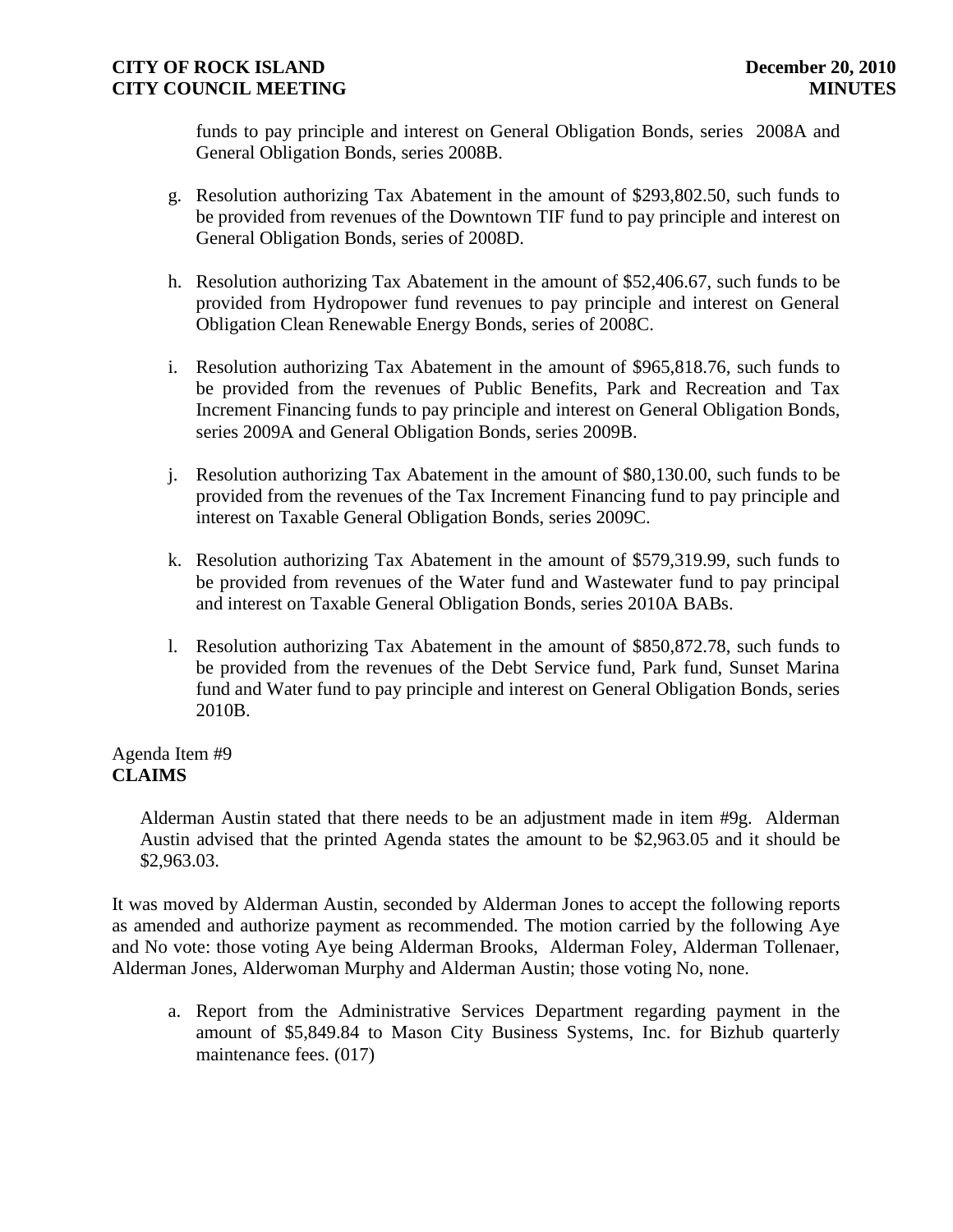funds to pay principle and interest on General Obligation Bonds, series 2008A and General Obligation Bonds, series 2008B.

g. Resolution authorizing Tax Abatement in the amount of $293,802.50, such funds to be provided from revenues of the Downtown TIF fund to pay principle and interest on General Obligation Bonds, series of 2008D.

h. Resolution authorizing Tax Abatement in the amount of $52,406.67, such funds to be provided from Hydropower fund revenues to pay principle and interest on General Obligation Clean Renewable Energy Bonds, series of 2008C.

i. Resolution authorizing Tax Abatement in the amount of $965,818.76, such funds to be provided from the revenues of Public Benefits, Park and Recreation and Tax Increment Financing funds to pay principle and interest on General Obligation Bonds, series 2009A and General Obligation Bonds, series 2009B.

j. Resolution authorizing Tax Abatement in the amount of $80,130.00, such funds to be provided from the revenues of the Tax Increment Financing fund to pay principle and interest on Taxable General Obligation Bonds, series 2009C.

k. Resolution authorizing Tax Abatement in the amount of $579,319.99, such funds to be provided from revenues of the Water fund and Wastewater fund to pay principal and interest on Taxable General Obligation Bonds, series 2010A BABs.

l. Resolution authorizing Tax Abatement in the amount of $850,872.78, such funds to be provided from the revenues of the Debt Service fund, Park fund, Sunset Marina fund and Water fund to pay principle and interest on General Obligation Bonds, series 2010B.

Agenda Item #9
**CLAIMS**

Alderman Austin stated that there needs to be an adjustment made in item #9g. Alderman Austin advised that the printed Agenda states the amount to be $2,963.05 and it should be $2,963.03.

It was moved by Alderman Austin, seconded by Alderman Jones to accept the following reports as amended and authorize payment as recommended. The motion carried by the following Aye and No vote: those voting Aye being Alderman Brooks, Alderman Foley, Alderman Tollenaer, Alderman Jones, Alderwoman Murphy and Alderman Austin; those voting No, none.

a. Report from the Administrative Services Department regarding payment in the amount of $5,849.84 to Mason City Business Systems, Inc. for Bizhub quarterly maintenance fees. (017)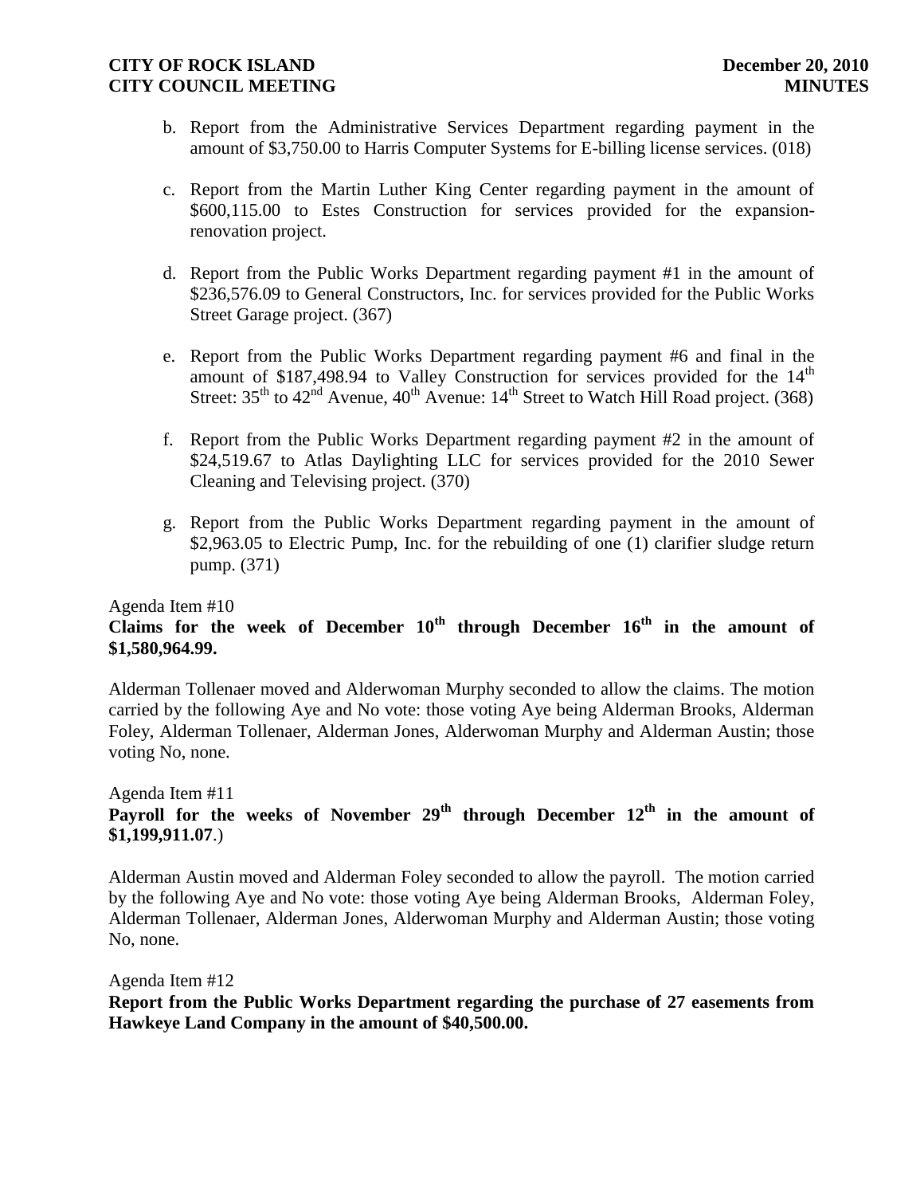b. Report from the Administrative Services Department regarding payment in the amount of $3,750.00 to Harris Computer Systems for E-billing license services. (018)

c. Report from the Martin Luther King Center regarding payment in the amount of $600,115.00 to Estes Construction for services provided for the expansion-renovation project.

d. Report from the Public Works Department regarding payment #1 in the amount of $236,576.09 to General Constructors, Inc. for services provided for the Public Works Street Garage project. (367)

e. Report from the Public Works Department regarding payment #6 and final in the amount of $187,498.94 to Valley Construction for services provided for the 14th Street: 35th to 42nd Avenue, 40th Avenue: 14th Street to Watch Hill Road project. (368)

f. Report from the Public Works Department regarding payment #2 in the amount of $24,519.67 to Atlas Daylighting LLC for services provided for the 2010 Sewer Cleaning and Televising project. (370)

g. Report from the Public Works Department regarding payment in the amount of $2,963.05 to Electric Pump, Inc. for the rebuilding of one (1) clarifier sludge return pump. (371)

Agenda Item #10

**Claims for the week of December 10th through December 16th in the amount of $1,580,964.99.**

Alderman Tollenaer moved and Alderwoman Murphy seconded to allow the claims. The motion carried by the following Aye and No vote: those voting Aye being Alderman Brooks, Alderman Foley, Alderman Tollenaer, Alderman Jones, Alderwoman Murphy and Alderman Austin; those voting No, none.

Agenda Item #11

**Payroll for the weeks of November 29th through December 12th in the amount of $1,199,911.07**.)

Alderman Austin moved and Alderman Foley seconded to allow the payroll. The motion carried by the following Aye and No vote: those voting Aye being Alderman Brooks, Alderman Foley, Alderman Tollenaer, Alderman Jones, Alderwoman Murphy and Alderman Austin; those voting No, none.

Agenda Item #12

**Report from the Public Works Department regarding the purchase of 27 easements from Hawkeye Land Company in the amount of $40,500.00.**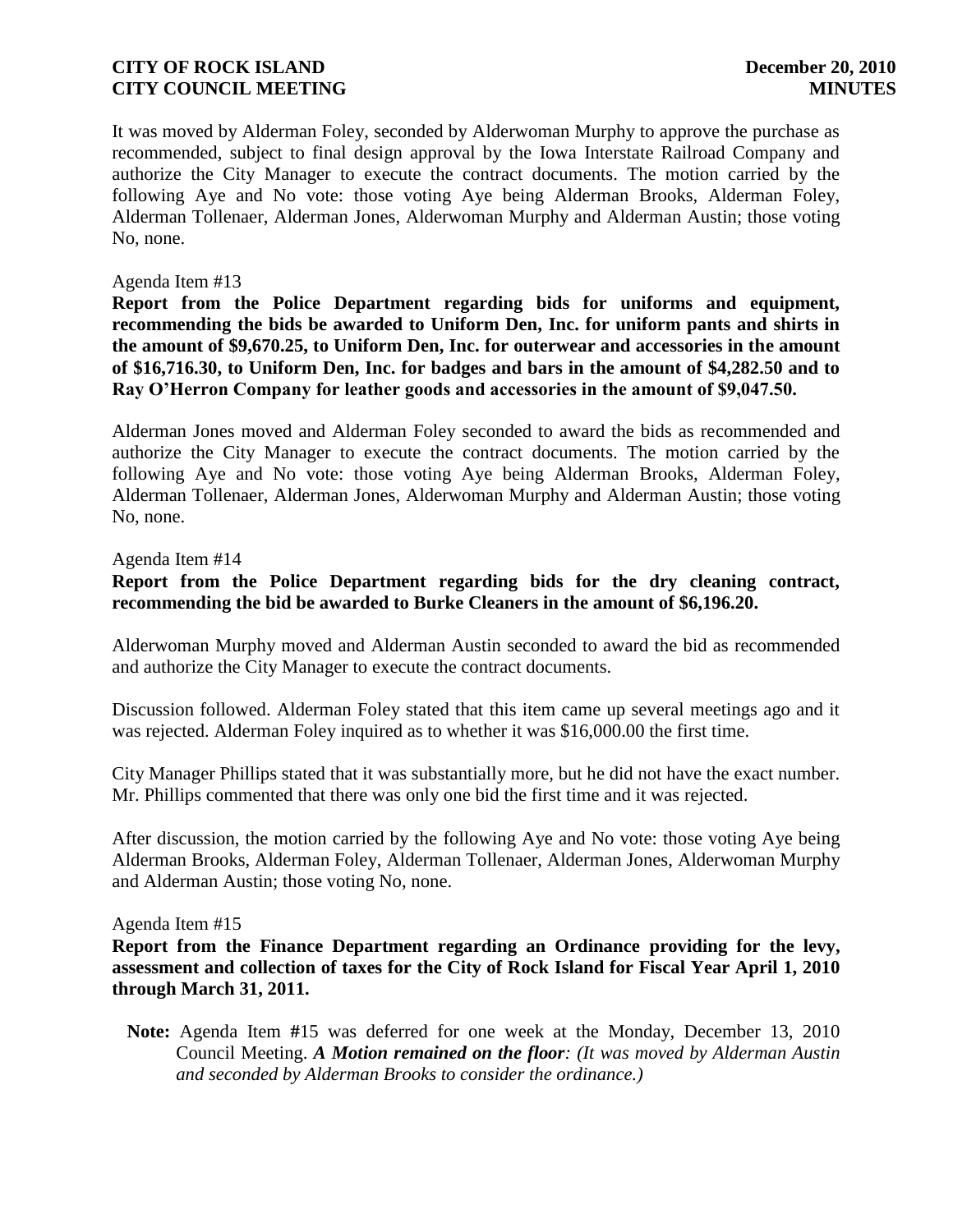It was moved by Alderman Foley, seconded by Alderwoman Murphy to approve the purchase as recommended, subject to final design approval by the Iowa Interstate Railroad Company and authorize the City Manager to execute the contract documents. The motion carried by the following Aye and No vote: those voting Aye being Alderman Brooks, Alderman Foley, Alderman Tollenaer, Alderman Jones, Alderwoman Murphy and Alderman Austin; those voting No, none.

Agenda Item #13

**Report from the Police Department regarding bids for uniforms and equipment, recommending the bids be awarded to Uniform Den, Inc. for uniform pants and shirts in the amount of $9,670.25, to Uniform Den, Inc. for outerwear and accessories in the amount of $16,716.30, to Uniform Den, Inc. for badges and bars in the amount of $4,282.50 and to Ray O'Herron Company for leather goods and accessories in the amount of $9,047.50.**

Alderman Jones moved and Alderman Foley seconded to award the bids as recommended and authorize the City Manager to execute the contract documents. The motion carried by the following Aye and No vote: those voting Aye being Alderman Brooks, Alderman Foley, Alderman Tollenaer, Alderman Jones, Alderwoman Murphy and Alderman Austin; those voting No, none.

Agenda Item #14

**Report from the Police Department regarding bids for the dry cleaning contract, recommending the bid be awarded to Burke Cleaners in the amount of $6,196.20.**

Alderwoman Murphy moved and Alderman Austin seconded to award the bid as recommended and authorize the City Manager to execute the contract documents.

Discussion followed. Alderman Foley stated that this item came up several meetings ago and it was rejected. Alderman Foley inquired as to whether it was $16,000.00 the first time.

City Manager Phillips stated that it was substantially more, but he did not have the exact number. Mr. Phillips commented that there was only one bid the first time and it was rejected.

After discussion, the motion carried by the following Aye and No vote: those voting Aye being Alderman Brooks, Alderman Foley, Alderman Tollenaer, Alderman Jones, Alderwoman Murphy and Alderman Austin; those voting No, none.

Agenda Item #15

**Report from the Finance Department regarding an Ordinance providing for the levy, assessment and collection of taxes for the City of Rock Island for Fiscal Year April 1, 2010 through March 31, 2011.**

**Note:** Agenda Item #15 was deferred for one week at the Monday, December 13, 2010 Council Meeting. ***A Motion remained on the floor****: (It was moved by Alderman Austin and seconded by Alderman Brooks to consider the ordinance.)*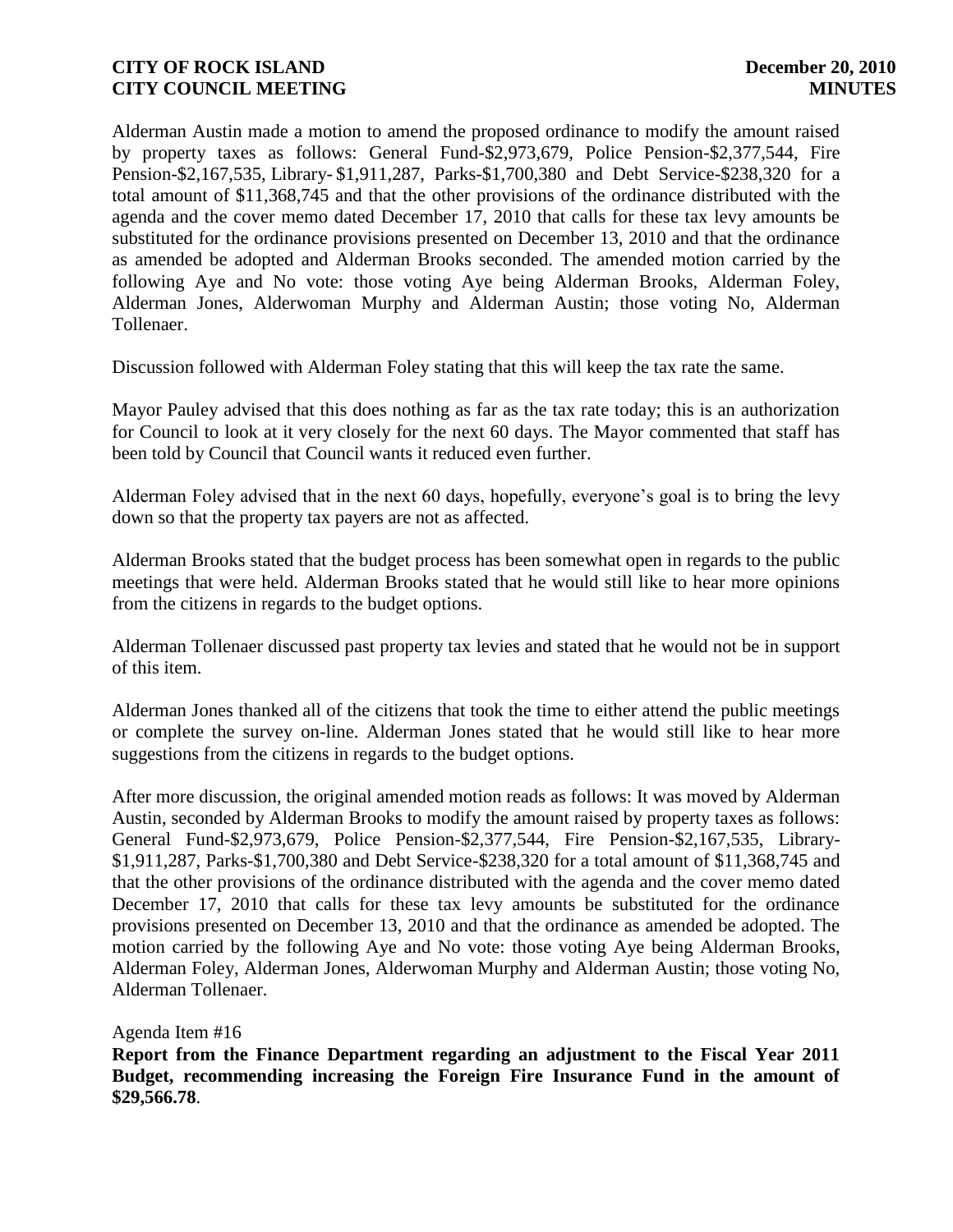Alderman Austin made a motion to amend the proposed ordinance to modify the amount raised by property taxes as follows: General Fund-$2,973,679, Police Pension-$2,377,544, Fire Pension-$2,167,535, Library- $1,911,287, Parks-$1,700,380 and Debt Service-$238,320 for a total amount of $11,368,745 and that the other provisions of the ordinance distributed with the agenda and the cover memo dated December 17, 2010 that calls for these tax levy amounts be substituted for the ordinance provisions presented on December 13, 2010 and that the ordinance as amended be adopted and Alderman Brooks seconded. The amended motion carried by the following Aye and No vote: those voting Aye being Alderman Brooks, Alderman Foley, Alderman Jones, Alderwoman Murphy and Alderman Austin; those voting No, Alderman Tollenaer.

Discussion followed with Alderman Foley stating that this will keep the tax rate the same.

Mayor Pauley advised that this does nothing as far as the tax rate today; this is an authorization for Council to look at it very closely for the next 60 days. The Mayor commented that staff has been told by Council that Council wants it reduced even further.

Alderman Foley advised that in the next 60 days, hopefully, everyone's goal is to bring the levy down so that the property tax payers are not as affected.

Alderman Brooks stated that the budget process has been somewhat open in regards to the public meetings that were held. Alderman Brooks stated that he would still like to hear more opinions from the citizens in regards to the budget options.

Alderman Tollenaer discussed past property tax levies and stated that he would not be in support of this item.

Alderman Jones thanked all of the citizens that took the time to either attend the public meetings or complete the survey on-line. Alderman Jones stated that he would still like to hear more suggestions from the citizens in regards to the budget options.

After more discussion, the original amended motion reads as follows: It was moved by Alderman Austin, seconded by Alderman Brooks to modify the amount raised by property taxes as follows: General Fund-$2,973,679, Police Pension-$2,377,544, Fire Pension-$2,167,535, Library-$1,911,287, Parks-$1,700,380 and Debt Service-$238,320 for a total amount of $11,368,745 and that the other provisions of the ordinance distributed with the agenda and the cover memo dated December 17, 2010 that calls for these tax levy amounts be substituted for the ordinance provisions presented on December 13, 2010 and that the ordinance as amended be adopted. The motion carried by the following Aye and No vote: those voting Aye being Alderman Brooks, Alderman Foley, Alderman Jones, Alderwoman Murphy and Alderman Austin; those voting No, Alderman Tollenaer.

Agenda Item #16

**Report from the Finance Department regarding an adjustment to the Fiscal Year 2011 Budget, recommending increasing the Foreign Fire Insurance Fund in the amount of $29,566.78**.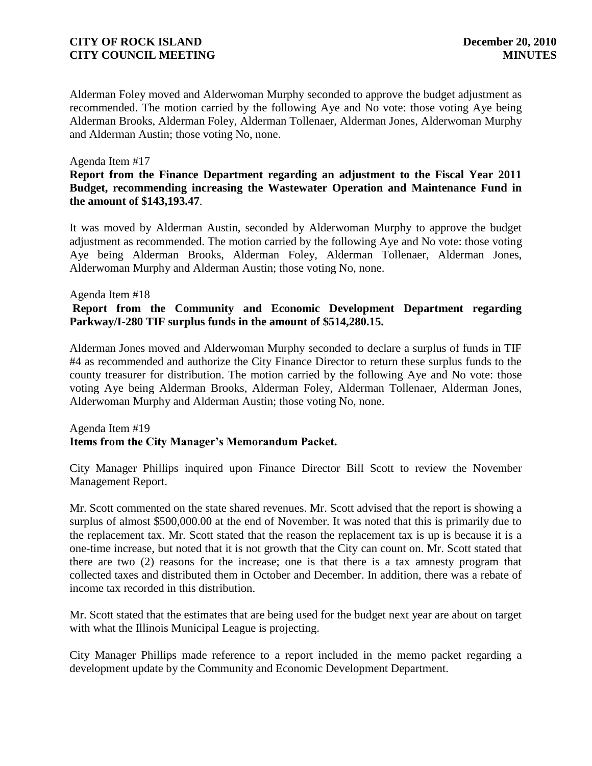Alderman Foley moved and Alderwoman Murphy seconded to approve the budget adjustment as recommended. The motion carried by the following Aye and No vote: those voting Aye being Alderman Brooks, Alderman Foley, Alderman Tollenaer, Alderman Jones, Alderwoman Murphy and Alderman Austin; those voting No, none.

Agenda Item #17

**Report from the Finance Department regarding an adjustment to the Fiscal Year 2011 Budget, recommending increasing the Wastewater Operation and Maintenance Fund in the amount of $143,193.47**.

It was moved by Alderman Austin, seconded by Alderwoman Murphy to approve the budget adjustment as recommended. The motion carried by the following Aye and No vote: those voting Aye being Alderman Brooks, Alderman Foley, Alderman Tollenaer, Alderman Jones, Alderwoman Murphy and Alderman Austin; those voting No, none.

Agenda Item #18

**Report from the Community and Economic Development Department regarding Parkway/I-280 TIF surplus funds in the amount of $514,280.15.**

Alderman Jones moved and Alderwoman Murphy seconded to declare a surplus of funds in TIF #4 as recommended and authorize the City Finance Director to return these surplus funds to the county treasurer for distribution. The motion carried by the following Aye and No vote: those voting Aye being Alderman Brooks, Alderman Foley, Alderman Tollenaer, Alderman Jones, Alderwoman Murphy and Alderman Austin; those voting No, none.

Agenda Item #19

**Items from the City Manager's Memorandum Packet.**

City Manager Phillips inquired upon Finance Director Bill Scott to review the November Management Report.

Mr. Scott commented on the state shared revenues. Mr. Scott advised that the report is showing a surplus of almost $500,000.00 at the end of November. It was noted that this is primarily due to the replacement tax. Mr. Scott stated that the reason the replacement tax is up is because it is a one-time increase, but noted that it is not growth that the City can count on. Mr. Scott stated that there are two (2) reasons for the increase; one is that there is a tax amnesty program that collected taxes and distributed them in October and December. In addition, there was a rebate of income tax recorded in this distribution.

Mr. Scott stated that the estimates that are being used for the budget next year are about on target with what the Illinois Municipal League is projecting.

City Manager Phillips made reference to a report included in the memo packet regarding a development update by the Community and Economic Development Department.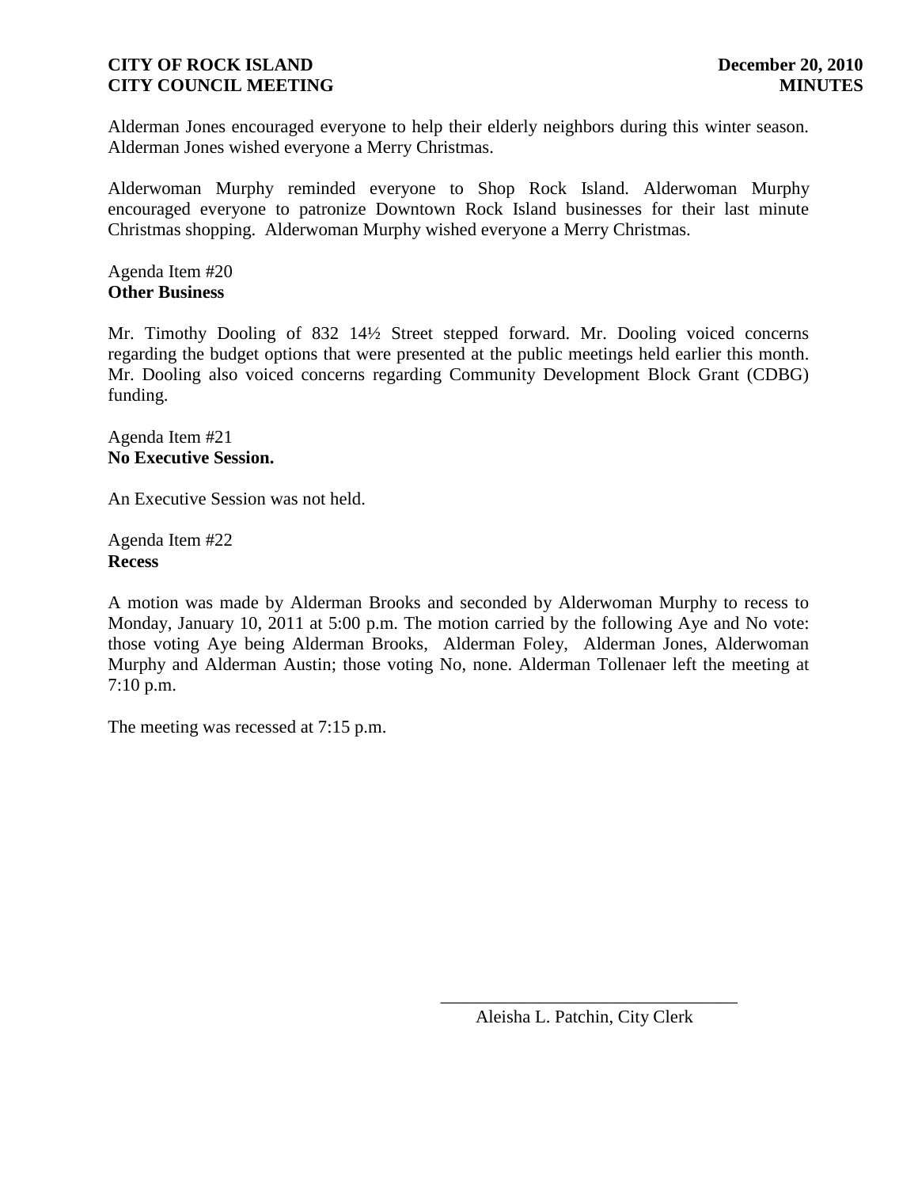Alderman Jones encouraged everyone to help their elderly neighbors during this winter season. Alderman Jones wished everyone a Merry Christmas.

Alderwoman Murphy reminded everyone to Shop Rock Island. Alderwoman Murphy encouraged everyone to patronize Downtown Rock Island businesses for their last minute Christmas shopping. Alderwoman Murphy wished everyone a Merry Christmas.

Agenda Item #20
**Other Business**

Mr. Timothy Dooling of 832 14½ Street stepped forward. Mr. Dooling voiced concerns regarding the budget options that were presented at the public meetings held earlier this month. Mr. Dooling also voiced concerns regarding Community Development Block Grant (CDBG) funding.

Agenda Item #21
**No Executive Session.**

An Executive Session was not held.

Agenda Item #22
**Recess**

A motion was made by Alderman Brooks and seconded by Alderwoman Murphy to recess to Monday, January 10, 2011 at 5:00 p.m. The motion carried by the following Aye and No vote: those voting Aye being Alderman Brooks, Alderman Foley, Alderman Jones, Alderwoman Murphy and Alderman Austin; those voting No, none. Alderman Tollenaer left the meeting at 7:10 p.m.

The meeting was recessed at 7:15 p.m.

\_\_\_\_\_\_\_\_\_\_\_\_\_\_\_\_\_\_\_\_\_\_\_\_\_\_\_\_\_\_\_\_\_\_

Aleisha L. Patchin, City Clerk